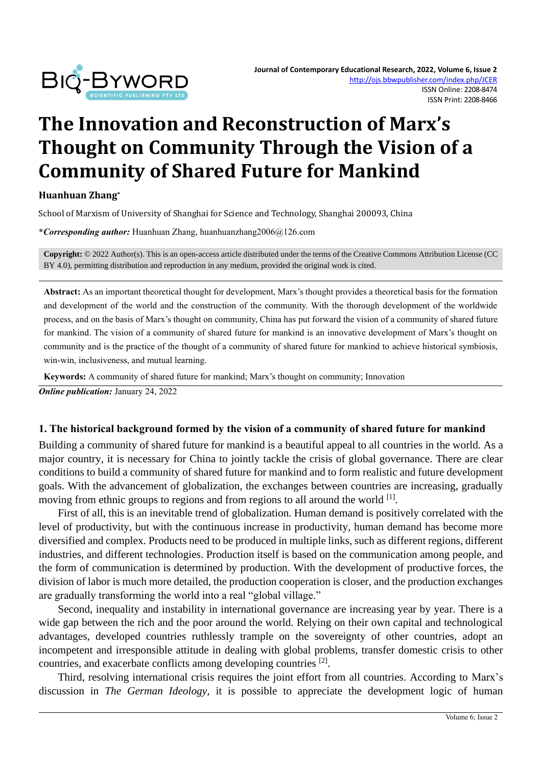# The Innovation and Reconstruction of Marx's Thought on Community Through the Vision of a Community of Shared Future for Mankind

**Huanhuan Zhang***

School of Marxism of University of Shanghai for Science and Technology, Shanghai 200093, China

***Corresponding author:** Huanhuan Zhang, huanhuanzhang2006@126.com

**Copyright:** © 2022 Author(s). This is an open-access article distributed under the terms of the Creative Commons Attribution License (CC BY 4.0), permitting distribution and reproduction in any medium, provided the original work is cited.

**Abstract:** As an important theoretical thought for development, Marx's thought provides a theoretical basis for the formation and development of the world and the construction of the community. With the thorough development of the worldwide process, and on the basis of Marx's thought on community, China has put forward the vision of a community of shared future for mankind. The vision of a community of shared future for mankind is an innovative development of Marx's thought on community and is the practice of the thought of a community of shared future for mankind to achieve historical symbiosis, win-win, inclusiveness, and mutual learning.

**Keywords:** A community of shared future for mankind; Marx's thought on community; Innovation

***Online publication:*** January 24, 2022

## 1. The historical background formed by the vision of a community of shared future for mankind

Building a community of shared future for mankind is a beautiful appeal to all countries in the world. As a major country, it is necessary for China to jointly tackle the crisis of global governance. There are clear conditions to build a community of shared future for mankind and to form realistic and future development goals. With the advancement of globalization, the exchanges between countries are increasing, gradually moving from ethnic groups to regions and from regions to all around the world [1].

First of all, this is an inevitable trend of globalization. Human demand is positively correlated with the level of productivity, but with the continuous increase in productivity, human demand has become more diversified and complex. Products need to be produced in multiple links, such as different regions, different industries, and different technologies. Production itself is based on the communication among people, and the form of communication is determined by production. With the development of productive forces, the division of labor is much more detailed, the production cooperation is closer, and the production exchanges are gradually transforming the world into a real "global village."

Second, inequality and instability in international governance are increasing year by year. There is a wide gap between the rich and the poor around the world. Relying on their own capital and technological advantages, developed countries ruthlessly trample on the sovereignty of other countries, adopt an incompetent and irresponsible attitude in dealing with global problems, transfer domestic crisis to other countries, and exacerbate conflicts among developing countries [2].

Third, resolving international crisis requires the joint effort from all countries. According to Marx's discussion in *The German Ideology*, it is possible to appreciate the development logic of human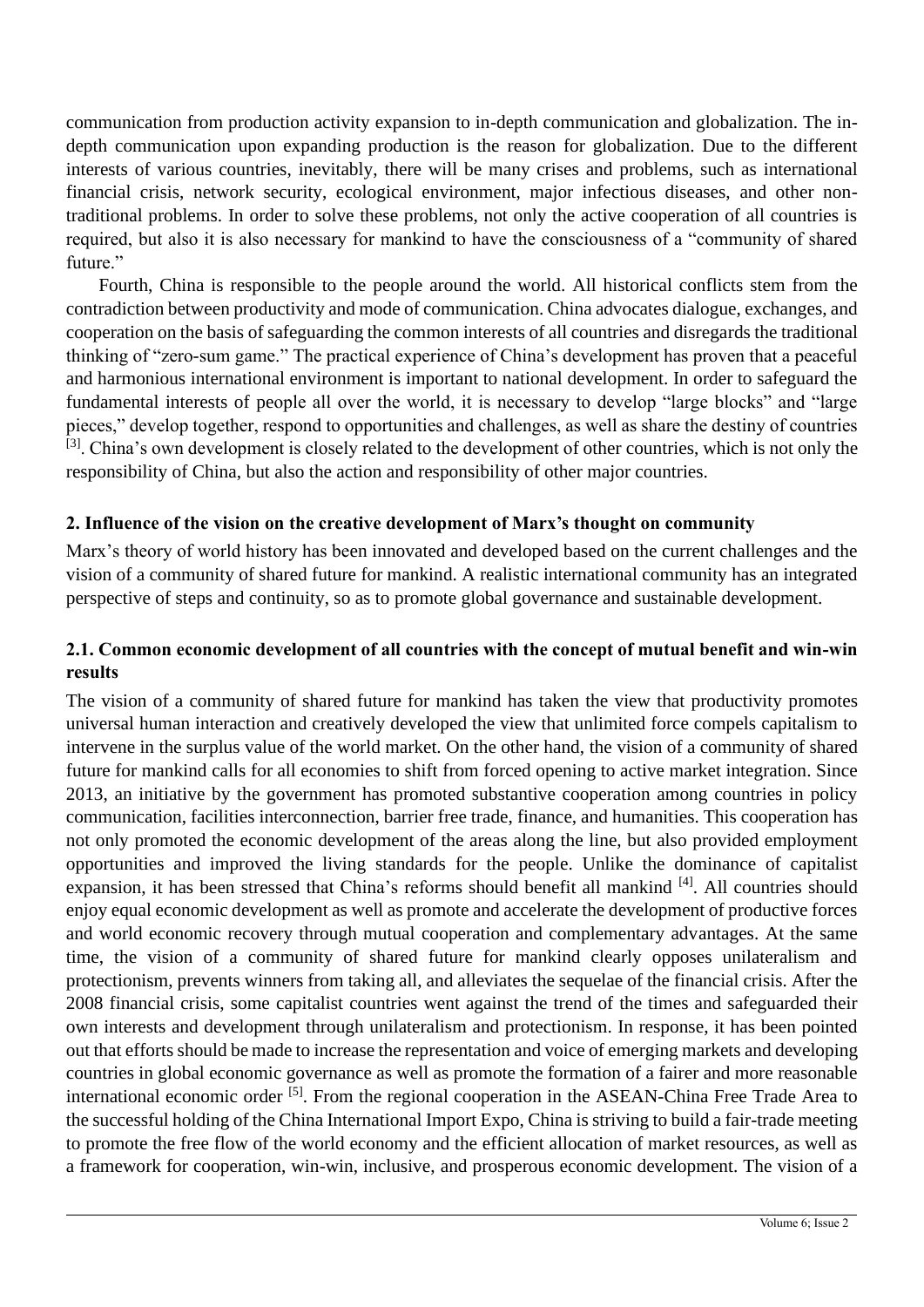communication from production activity expansion to in-depth communication and globalization. The in-depth communication upon expanding production is the reason for globalization. Due to the different interests of various countries, inevitably, there will be many crises and problems, such as international financial crisis, network security, ecological environment, major infectious diseases, and other non-traditional problems. In order to solve these problems, not only the active cooperation of all countries is required, but also it is also necessary for mankind to have the consciousness of a "community of shared future."

Fourth, China is responsible to the people around the world. All historical conflicts stem from the contradiction between productivity and mode of communication. China advocates dialogue, exchanges, and cooperation on the basis of safeguarding the common interests of all countries and disregards the traditional thinking of "zero-sum game." The practical experience of China's development has proven that a peaceful and harmonious international environment is important to national development. In order to safeguard the fundamental interests of people all over the world, it is necessary to develop "large blocks" and "large pieces," develop together, respond to opportunities and challenges, as well as share the destiny of countries [3]. China's own development is closely related to the development of other countries, which is not only the responsibility of China, but also the action and responsibility of other major countries.

## 2. Influence of the vision on the creative development of Marx's thought on community

Marx's theory of world history has been innovated and developed based on the current challenges and the vision of a community of shared future for mankind. A realistic international community has an integrated perspective of steps and continuity, so as to promote global governance and sustainable development.

### 2.1. Common economic development of all countries with the concept of mutual benefit and win-win results

The vision of a community of shared future for mankind has taken the view that productivity promotes universal human interaction and creatively developed the view that unlimited force compels capitalism to intervene in the surplus value of the world market. On the other hand, the vision of a community of shared future for mankind calls for all economies to shift from forced opening to active market integration. Since 2013, an initiative by the government has promoted substantive cooperation among countries in policy communication, facilities interconnection, barrier free trade, finance, and humanities. This cooperation has not only promoted the economic development of the areas along the line, but also provided employment opportunities and improved the living standards for the people. Unlike the dominance of capitalist expansion, it has been stressed that China's reforms should benefit all mankind [4]. All countries should enjoy equal economic development as well as promote and accelerate the development of productive forces and world economic recovery through mutual cooperation and complementary advantages. At the same time, the vision of a community of shared future for mankind clearly opposes unilateralism and protectionism, prevents winners from taking all, and alleviates the sequelae of the financial crisis. After the 2008 financial crisis, some capitalist countries went against the trend of the times and safeguarded their own interests and development through unilateralism and protectionism. In response, it has been pointed out that efforts should be made to increase the representation and voice of emerging markets and developing countries in global economic governance as well as promote the formation of a fairer and more reasonable international economic order [5]. From the regional cooperation in the ASEAN-China Free Trade Area to the successful holding of the China International Import Expo, China is striving to build a fair-trade meeting to promote the free flow of the world economy and the efficient allocation of market resources, as well as a framework for cooperation, win-win, inclusive, and prosperous economic development. The vision of a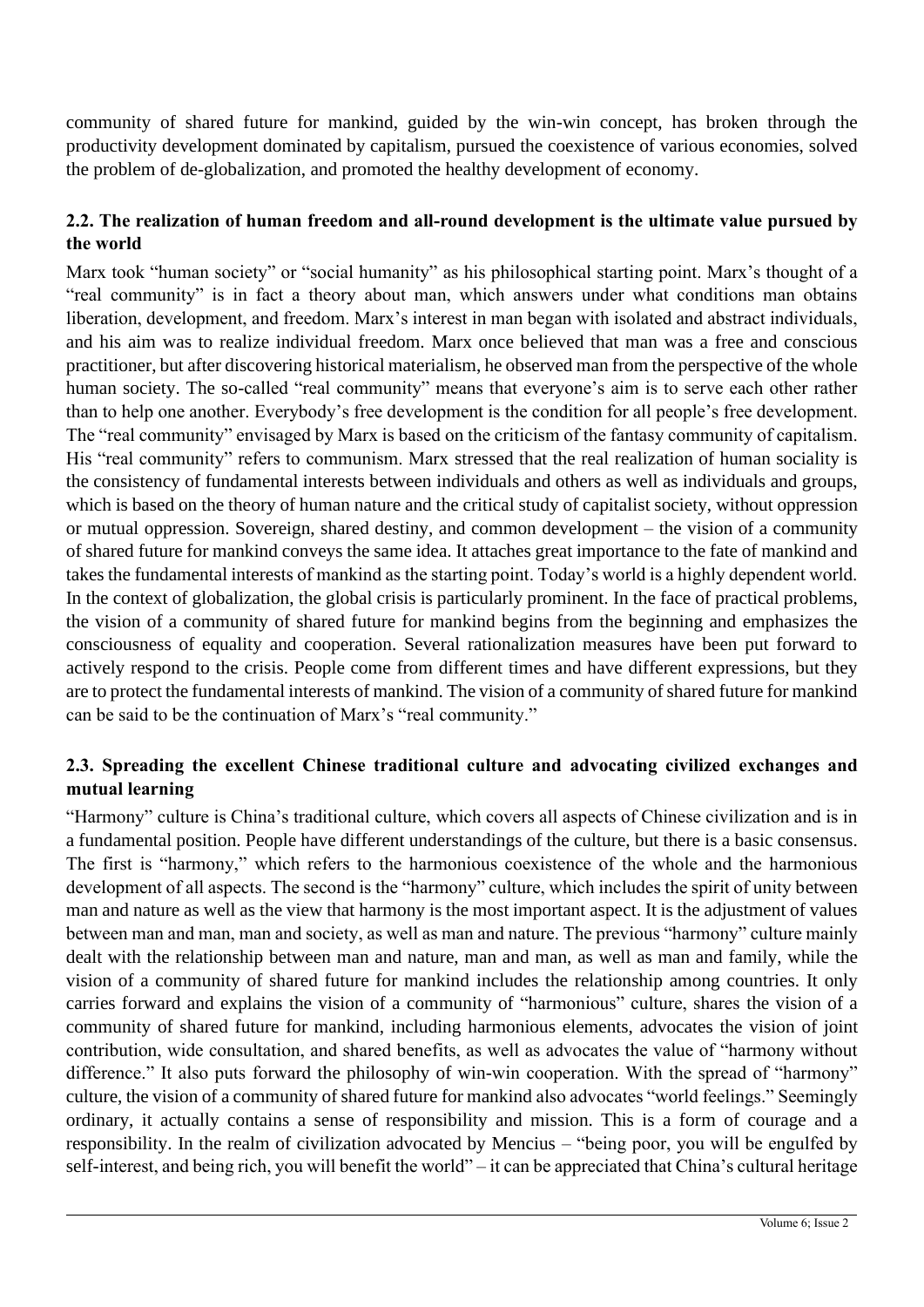community of shared future for mankind, guided by the win-win concept, has broken through the productivity development dominated by capitalism, pursued the coexistence of various economies, solved the problem of de-globalization, and promoted the healthy development of economy.

### 2.2. The realization of human freedom and all-round development is the ultimate value pursued by the world

Marx took "human society" or "social humanity" as his philosophical starting point. Marx's thought of a "real community" is in fact a theory about man, which answers under what conditions man obtains liberation, development, and freedom. Marx's interest in man began with isolated and abstract individuals, and his aim was to realize individual freedom. Marx once believed that man was a free and conscious practitioner, but after discovering historical materialism, he observed man from the perspective of the whole human society. The so-called "real community" means that everyone's aim is to serve each other rather than to help one another. Everybody's free development is the condition for all people's free development. The "real community" envisaged by Marx is based on the criticism of the fantasy community of capitalism. His "real community" refers to communism. Marx stressed that the real realization of human sociality is the consistency of fundamental interests between individuals and others as well as individuals and groups, which is based on the theory of human nature and the critical study of capitalist society, without oppression or mutual oppression. Sovereign, shared destiny, and common development – the vision of a community of shared future for mankind conveys the same idea. It attaches great importance to the fate of mankind and takes the fundamental interests of mankind as the starting point. Today's world is a highly dependent world. In the context of globalization, the global crisis is particularly prominent. In the face of practical problems, the vision of a community of shared future for mankind begins from the beginning and emphasizes the consciousness of equality and cooperation. Several rationalization measures have been put forward to actively respond to the crisis. People come from different times and have different expressions, but they are to protect the fundamental interests of mankind. The vision of a community of shared future for mankind can be said to be the continuation of Marx's "real community."

### 2.3. Spreading the excellent Chinese traditional culture and advocating civilized exchanges and mutual learning

"Harmony" culture is China's traditional culture, which covers all aspects of Chinese civilization and is in a fundamental position. People have different understandings of the culture, but there is a basic consensus. The first is "harmony," which refers to the harmonious coexistence of the whole and the harmonious development of all aspects. The second is the "harmony" culture, which includes the spirit of unity between man and nature as well as the view that harmony is the most important aspect. It is the adjustment of values between man and man, man and society, as well as man and nature. The previous "harmony" culture mainly dealt with the relationship between man and nature, man and man, as well as man and family, while the vision of a community of shared future for mankind includes the relationship among countries. It only carries forward and explains the vision of a community of "harmonious" culture, shares the vision of a community of shared future for mankind, including harmonious elements, advocates the vision of joint contribution, wide consultation, and shared benefits, as well as advocates the value of "harmony without difference." It also puts forward the philosophy of win-win cooperation. With the spread of "harmony" culture, the vision of a community of shared future for mankind also advocates "world feelings." Seemingly ordinary, it actually contains a sense of responsibility and mission. This is a form of courage and a responsibility. In the realm of civilization advocated by Mencius – "being poor, you will be engulfed by self-interest, and being rich, you will benefit the world" – it can be appreciated that China's cultural heritage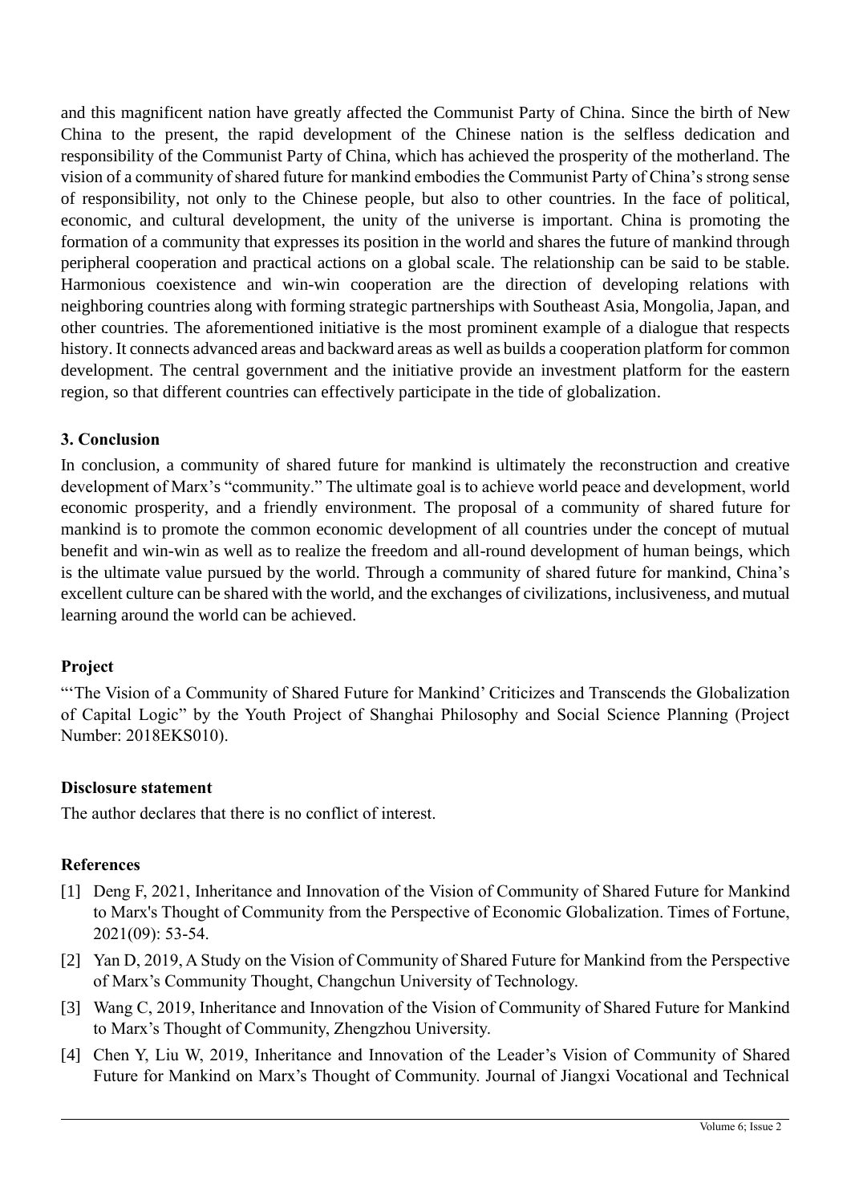and this magnificent nation have greatly affected the Communist Party of China. Since the birth of New China to the present, the rapid development of the Chinese nation is the selfless dedication and responsibility of the Communist Party of China, which has achieved the prosperity of the motherland. The vision of a community of shared future for mankind embodies the Communist Party of China's strong sense of responsibility, not only to the Chinese people, but also to other countries. In the face of political, economic, and cultural development, the unity of the universe is important. China is promoting the formation of a community that expresses its position in the world and shares the future of mankind through peripheral cooperation and practical actions on a global scale. The relationship can be said to be stable. Harmonious coexistence and win-win cooperation are the direction of developing relations with neighboring countries along with forming strategic partnerships with Southeast Asia, Mongolia, Japan, and other countries. The aforementioned initiative is the most prominent example of a dialogue that respects history. It connects advanced areas and backward areas as well as builds a cooperation platform for common development. The central government and the initiative provide an investment platform for the eastern region, so that different countries can effectively participate in the tide of globalization.

## 3. Conclusion

In conclusion, a community of shared future for mankind is ultimately the reconstruction and creative development of Marx's "community." The ultimate goal is to achieve world peace and development, world economic prosperity, and a friendly environment. The proposal of a community of shared future for mankind is to promote the common economic development of all countries under the concept of mutual benefit and win-win as well as to realize the freedom and all-round development of human beings, which is the ultimate value pursued by the world. Through a community of shared future for mankind, China's excellent culture can be shared with the world, and the exchanges of civilizations, inclusiveness, and mutual learning around the world can be achieved.

## Project

"'The Vision of a Community of Shared Future for Mankind' Criticizes and Transcends the Globalization of Capital Logic" by the Youth Project of Shanghai Philosophy and Social Science Planning (Project Number: 2018EKS010).

## Disclosure statement

The author declares that there is no conflict of interest.

## References

[1] Deng F, 2021, Inheritance and Innovation of the Vision of Community of Shared Future for Mankind to Marx's Thought of Community from the Perspective of Economic Globalization. Times of Fortune, 2021(09): 53-54.

[2] Yan D, 2019, A Study on the Vision of Community of Shared Future for Mankind from the Perspective of Marx's Community Thought, Changchun University of Technology.

[3] Wang C, 2019, Inheritance and Innovation of the Vision of Community of Shared Future for Mankind to Marx's Thought of Community, Zhengzhou University.

[4] Chen Y, Liu W, 2019, Inheritance and Innovation of the Leader's Vision of Community of Shared Future for Mankind on Marx's Thought of Community. Journal of Jiangxi Vocational and Technical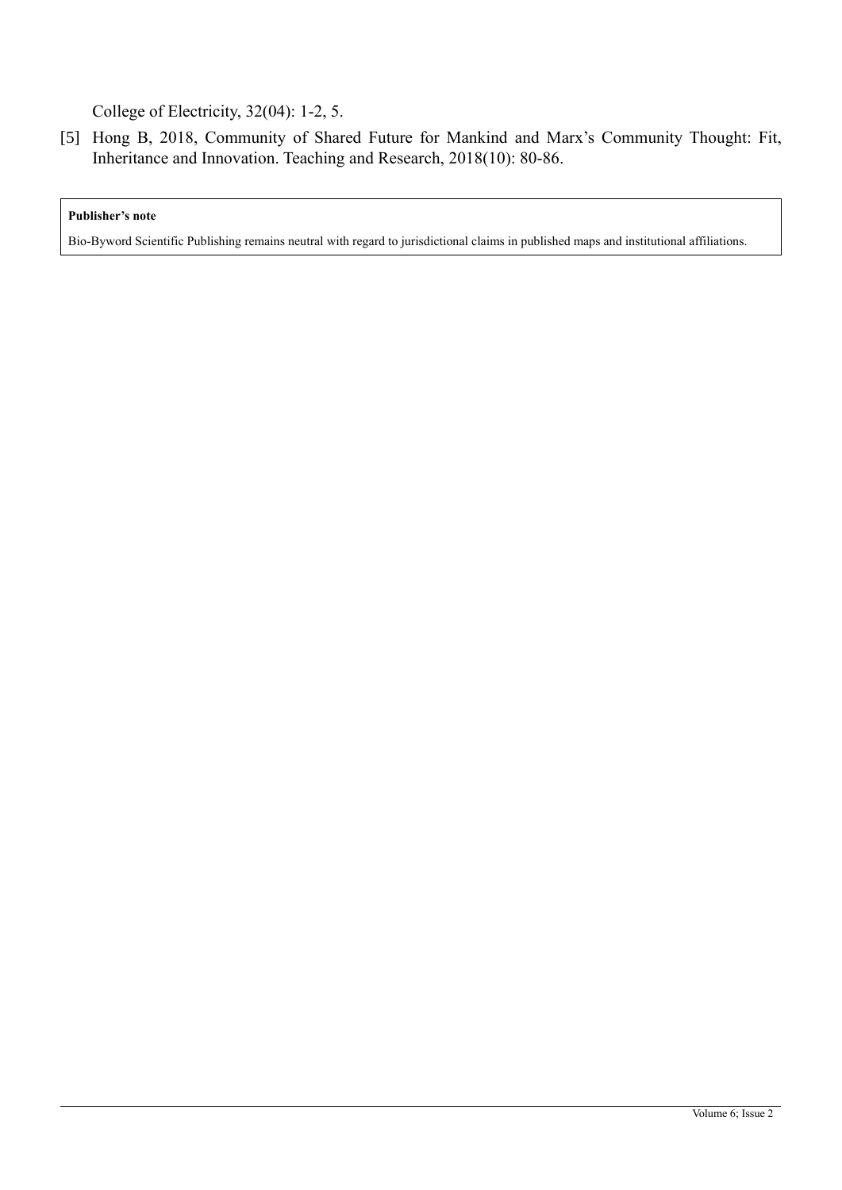College of Electricity, 32(04): 1-2, 5.

[5] Hong B, 2018, Community of Shared Future for Mankind and Marx's Community Thought: Fit, Inheritance and Innovation. Teaching and Research, 2018(10): 80-86.

**Publisher's note**

Bio-Byword Scientific Publishing remains neutral with regard to jurisdictional claims in published maps and institutional affiliations.